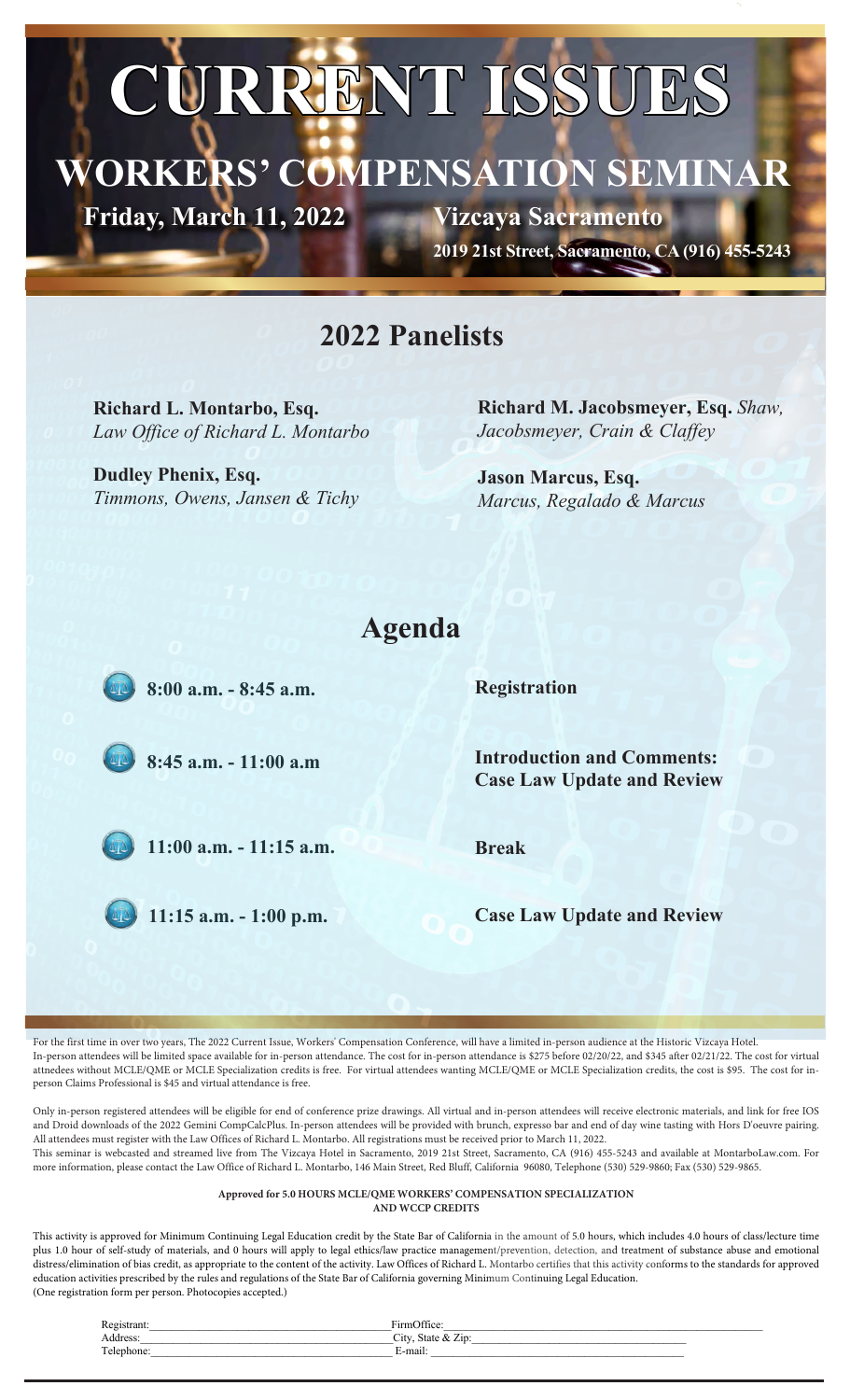# CURRENT ISSUES

## WORKERS' COMPENSATION SEMINAR

**Friday, March 11, 2022** **Vizcaya Sacramento**

**2019 21st Street, Sacramento, CA (916) 455-5243**

## 2022 Panelists

**Richard L. Montarbo, Esq.**
*Law Office of Richard L. Montarbo*

**Dudley Phenix, Esq.**
*Timmons, Owens, Jansen & Tichy*

**Richard M. Jacobsmeyer, Esq.** *Shaw, Jacobsmeyer, Crain & Claffey*

**Jason Marcus, Esq.**
*Marcus, Regalado & Marcus*

## Agenda

| | |
|---|---|
| **8:00 a.m. - 8:45 a.m.** | **Registration** |
| **8:45 a.m. - 11:00 a.m** | **Introduction and Comments: Case Law Update and Review** |
| **11:00 a.m. - 11:15 a.m.** | **Break** |
| **11:15 a.m. - 1:00 p.m.** | **Case Law Update and Review** |

For the first time in over two years, The 2022 Current Issue, Workers' Compensation Conference, will have a limited in-person audience at the Historic Vizcaya Hotel. In-person attendees will be limited space available for in-person attendance. The cost for in-person attendance is $275 before 02/20/22, and $345 after 02/21/22. The cost for virtual attnedees without MCLE/QME or MCLE Specialization credits is free. For virtual attendees wanting MCLE/QME or MCLE Specialization credits, the cost is $95. The cost for in-person Claims Professional is $45 and virtual attendance is free.

Only in-person registered attendees will be eligible for end of conference prize drawings. All virtual and in-person attendees will receive electronic materials, and link for free IOS and Droid downloads of the 2022 Gemini CompCalcPlus. In-person attendees will be provided with brunch, expresso bar and end of day wine tasting with Hors D'oeuvre pairing. All attendees must register with the Law Offices of Richard L. Montarbo. All registrations must be received prior to March 11, 2022.

This seminar is webcasted and streamed live from The Vizcaya Hotel in Sacramento, 2019 21st Street, Sacramento, CA (916) 455-5243 and available at MontarboLaw.com. For more information, please contact the Law Office of Richard L. Montarbo, 146 Main Street, Red Bluff, California 96080, Telephone (530) 529-9860; Fax (530) 529-9865.

**Approved for 5.0 HOURS MCLE/QME WORKERS' COMPENSATION SPECIALIZATION AND WCCP CREDITS**

This activity is approved for Minimum Continuing Legal Education credit by the State Bar of California in the amount of 5.0 hours, which includes 4.0 hours of class/lecture time plus 1.0 hour of self-study of materials, and 0 hours will apply to legal ethics/law practice management/prevention, detection, and treatment of substance abuse and emotional distress/elimination of bias credit, as appropriate to the content of the activity. Law Offices of Richard L. Montarbo certifies that this activity conforms to the standards for approved education activities prescribed by the rules and regulations of the State Bar of California governing Minimum Continuing Legal Education.
(One registration form per person. Photocopies accepted.)

Registrant:\_\_\_\_\_\_\_\_\_\_\_\_\_\_\_\_\_\_\_\_ FirmOffice:\_\_\_\_\_\_\_\_\_\_\_\_\_\_\_\_\_\_\_\_
Address:\_\_\_\_\_\_\_\_\_\_\_\_\_\_\_\_\_\_\_\_ City, State & Zip:\_\_\_\_\_\_\_\_\_\_\_\_\_\_\_\_\_\_\_\_
Telephone:\_\_\_\_\_\_\_\_\_\_\_\_\_\_\_\_\_\_\_\_ E-mail:\_\_\_\_\_\_\_\_\_\_\_\_\_\_\_\_\_\_\_\_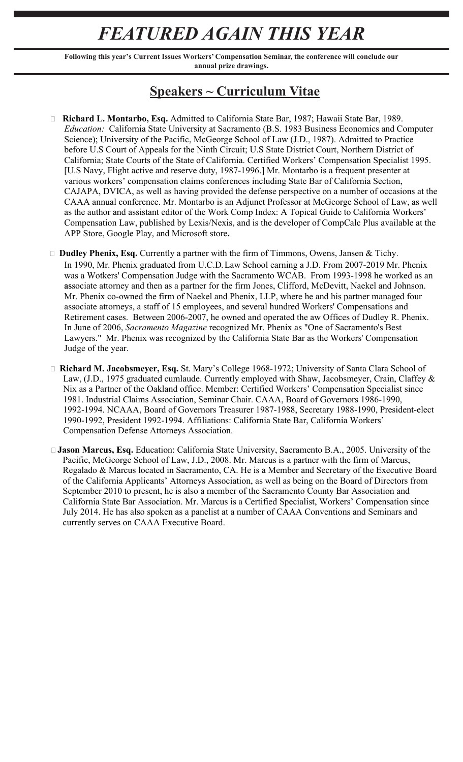# *FEATURED AGAIN THIS YEAR*

**Following this year's Current Issues Workers' Compensation Seminar, the conference will conclude our annual prize drawings.**

## Speakers ~ Curriculum Vitae

- **Richard L. Montarbo, Esq.** Admitted to California State Bar, 1987; Hawaii State Bar, 1989. *Education:* California State University at Sacramento (B.S. 1983 Business Economics and Computer Science); University of the Pacific, McGeorge School of Law (J.D., 1987). Admitted to Practice before U.S Court of Appeals for the Ninth Circuit; U.S State District Court, Northern District of California; State Courts of the State of California. Certified Workers' Compensation Specialist 1995. [U.S Navy, Flight active and reserve duty, 1987-1996.] Mr. Montarbo is a frequent presenter at various workers' compensation claims conferences including State Bar of California Section, CAJAPA, DVICA, as well as having provided the defense perspective on a number of occasions at the CAAA annual conference. Mr. Montarbo is an Adjunct Professor at McGeorge School of Law, as well as the author and assistant editor of the Work Comp Index: A Topical Guide to California Workers' Compensation Law, published by Lexis/Nexis, and is the developer of CompCalc Plus available at the APP Store, Google Play, and Microsoft store**.**

- **Dudley Phenix, Esq.** Currently a partner with the firm of Timmons, Owens, Jansen & Tichy. In 1990, Mr. Phenix graduated from U.C.D. Law School earning a J.D. From 2007-2019 Mr. Phenix was a Wotkers' Compensation Judge with the Sacramento WCAB. From 1993-1998 he worked as an associate attorney and then as a partner for the firm Jones, Clifford, McDevitt, Naekel and Johnson. Mr. Phenix co-owned the firm of Naekel and Phenix, LLP, where he and his partner managed four associate attorneys, a staff of 15 employees, and several hundred Workers' Compensations and Retirement cases. Between 2006-2007, he owned and operated the aw Offices of Dudley R. Phenix. In June of 2006, *Sacramento Magazine* recognized Mr. Phenix as "One of Sacramento's Best Lawyers." Mr. Phenix was recognized by the California State Bar as the Workers' Compensation Judge of the year.

- **Richard M. Jacobsmeyer, Esq.** St. Mary's College 1968-1972; University of Santa Clara School of Law, (J.D., 1975 graduated cumlaude. Currently employed with Shaw, Jacobsmeyer, Crain, Claffey & Nix as a Partner of the Oakland office. Member: Certified Workers' Compensation Specialist since 1981. Industrial Claims Association, Seminar Chair. CAAA, Board of Governors 1986-1990, 1992-1994. NCAAA, Board of Governors Treasurer 1987-1988, Secretary 1988-1990, President-elect 1990-1992, President 1992-1994. Affiliations: California State Bar, California Workers' Compensation Defense Attorneys Association.

- **Jason Marcus, Esq.** Education: California State University, Sacramento B.A., 2005. University of the Pacific, McGeorge School of Law, J.D., 2008. Mr. Marcus is a partner with the firm of Marcus, Regalado & Marcus located in Sacramento, CA. He is a Member and Secretary of the Executive Board of the California Applicants' Attorneys Association, as well as being on the Board of Directors from September 2010 to present, he is also a member of the Sacramento County Bar Association and California State Bar Association. Mr. Marcus is a Certified Specialist, Workers' Compensation since July 2014. He has also spoken as a panelist at a number of CAAA Conventions and Seminars and currently serves on CAAA Executive Board.